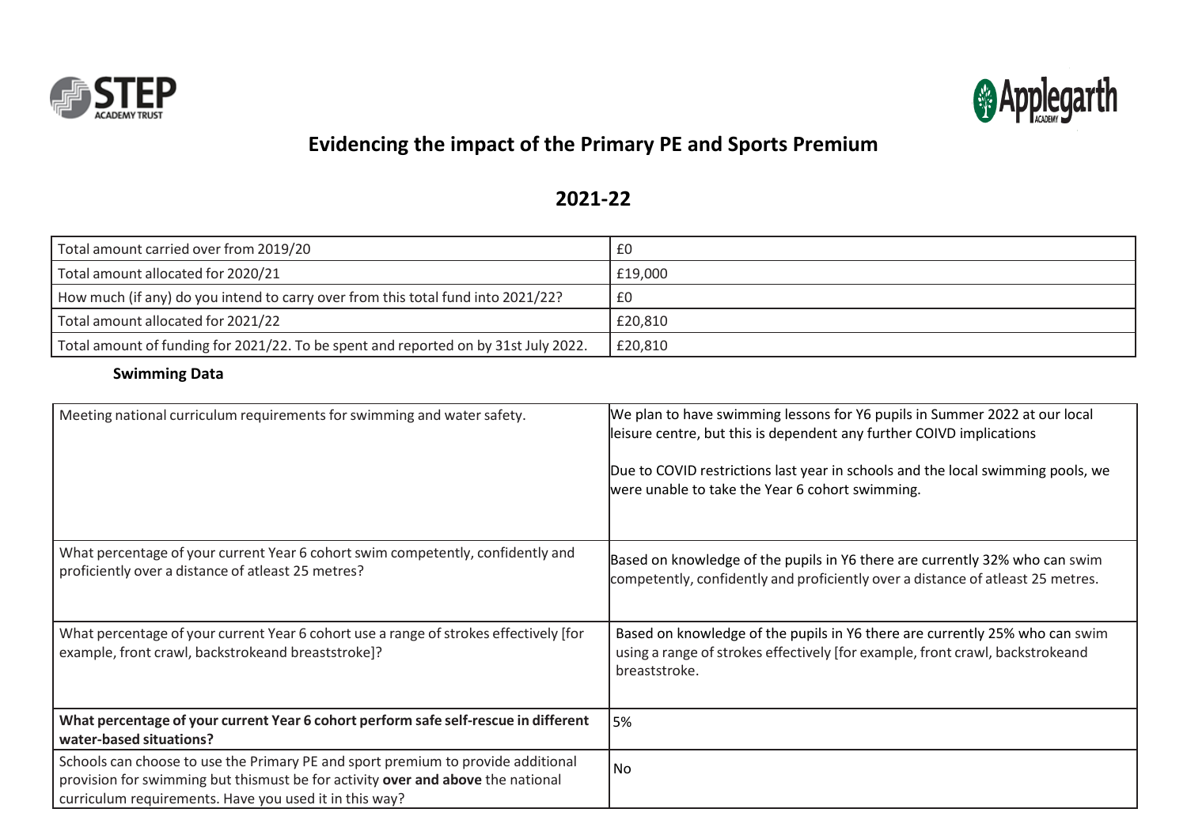# Evidencing the impact of the Primary PE and Sports Premium

## 2021-22

| | |
|---|---|
| Total amount carried over from 2019/20 | £0 |
| Total amount allocated for 2020/21 | £19,000 |
| How much (if any) do you intend to carry over from this total fund into 2021/22? | £0 |
| Total amount allocated for 2021/22 | £20,810 |
| Total amount of funding for 2021/22. To be spent and reported on by 31st July 2022. | £20,810 |

### Swimming Data

| | |
|---|---|
| Meeting national curriculum requirements for swimming and water safety. | We plan to have swimming lessons for Y6 pupils in Summer 2022 at our local leisure centre, but this is dependent any further COIVD implications<br><br>Due to COVID restrictions last year in schools and the local swimming pools, we were unable to take the Year 6 cohort swimming. |
| What percentage of your current Year 6 cohort swim competently, confidently and proficiently over a distance of atleast 25 metres? | Based on knowledge of the pupils in Y6 there are currently 32% who can swim competently, confidently and proficiently over a distance of atleast 25 metres. |
| What percentage of your current Year 6 cohort use a range of strokes effectively [for example, front crawl, backstrokeand breaststroke]? | Based on knowledge of the pupils in Y6 there are currently 25% who can swim using a range of strokes effectively [for example, front crawl, backstrokeand breaststroke. |
| **What percentage of your current Year 6 cohort perform safe self-rescue in different water-based situations?** | 5% |
| Schools can choose to use the Primary PE and sport premium to provide additional provision for swimming but thismust be for activity **over and above** the national curriculum requirements. Have you used it in this way? | No |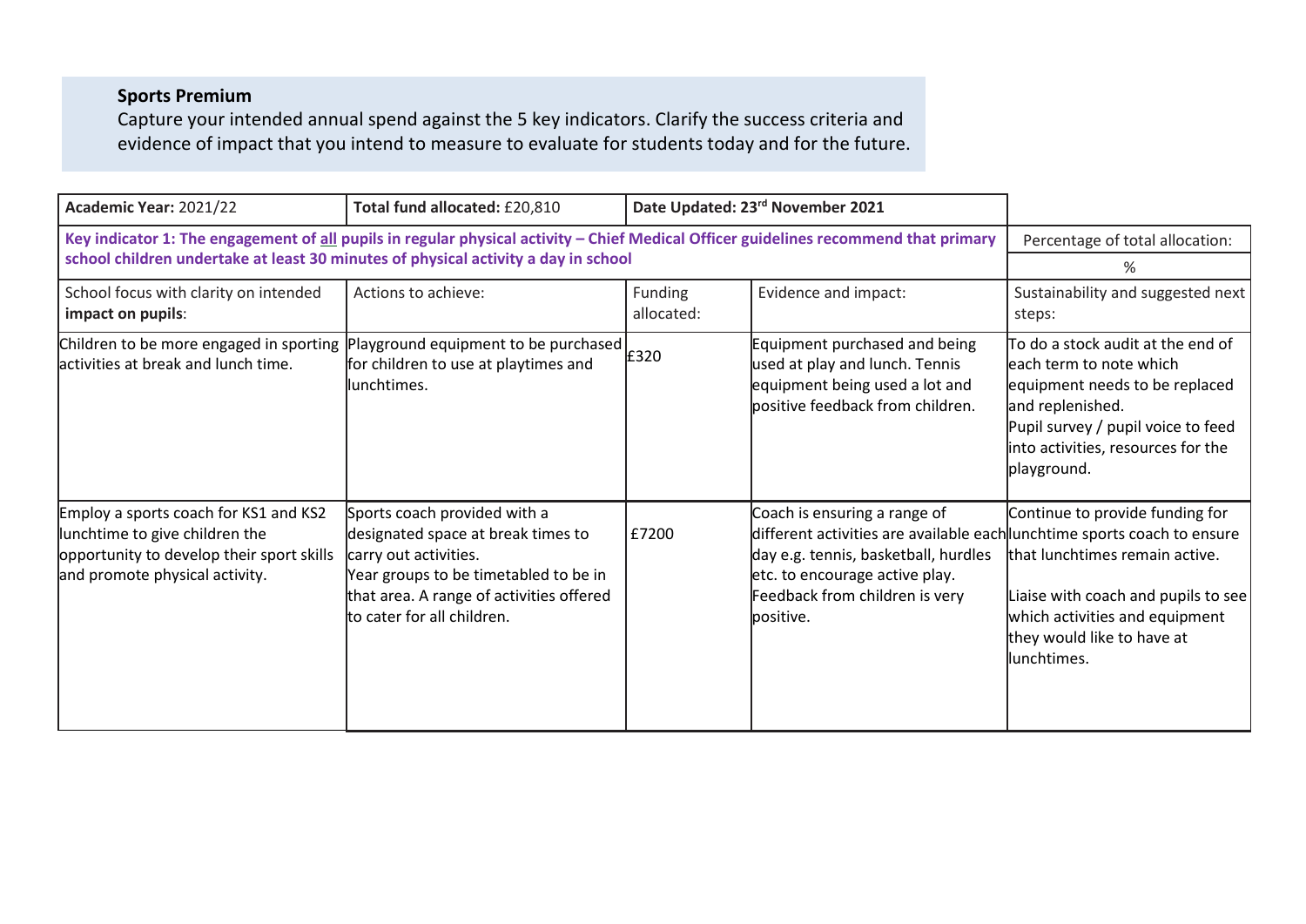**Sports Premium**

Capture your intended annual spend against the 5 key indicators. Clarify the success criteria and evidence of impact that you intend to measure to evaluate for students today and for the future.

| **Academic Year:** 2021/22 | **Total fund allocated:** £20,810 | **Date Updated: 23rd November 2021** | | |
|---|---|---|---|---|
| **Key indicator 1: The engagement of all pupils in regular physical activity – Chief Medical Officer guidelines recommend that primary school children undertake at least 30 minutes of physical activity a day in school** | | | | Percentage of total allocation: %|
| School focus with clarity on intended **impact on pupils**: | Actions to achieve: | Funding allocated: | Evidence and impact: | Sustainability and suggested next steps: |
| Children to be more engaged in sporting activities at break and lunch time. | Playground equipment to be purchased for children to use at playtimes and lunchtimes. | £320 | Equipment purchased and being used at play and lunch. Tennis equipment being used a lot and positive feedback from children. | To do a stock audit at the end of each term to note which equipment needs to be replaced and replenished. Pupil survey / pupil voice to feed into activities, resources for the playground. |
| Employ a sports coach for KS1 and KS2 lunchtime to give children the opportunity to develop their sport skills and promote physical activity. | Sports coach provided with a designated space at break times to carry out activities. Year groups to be timetabled to be in that area. A range of activities offered to cater for all children. | £7200 | Coach is ensuring a range of different activities are available each day e.g. tennis, basketball, hurdles etc. to encourage active play. Feedback from children is very positive. | Continue to provide funding for lunchtime sports coach to ensure that lunchtimes remain active. Liaise with coach and pupils to see which activities and equipment they would like to have at lunchtimes. |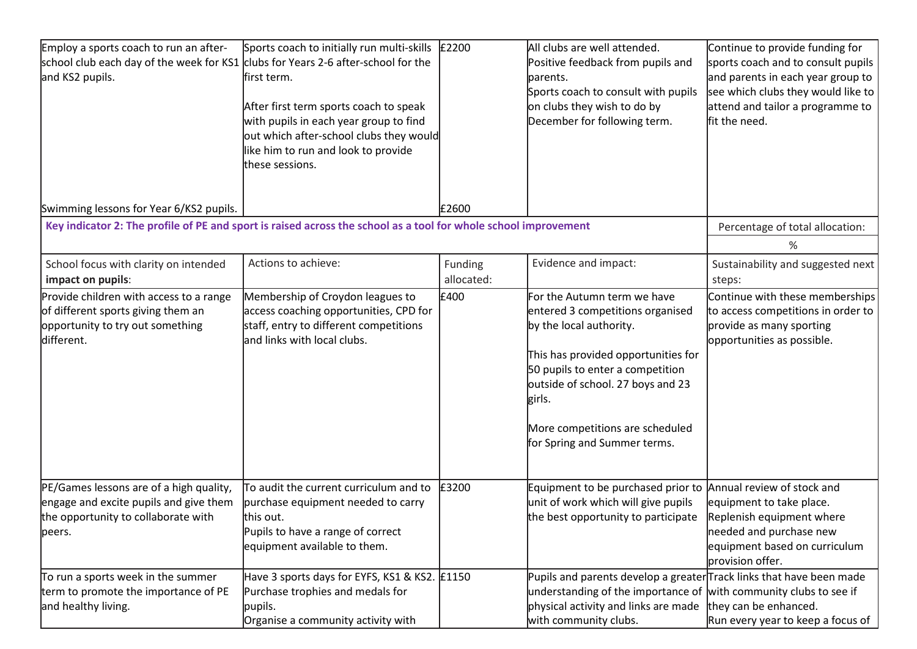| | | | | |
|---|---|---|---|---|
| Employ a sports coach to run an after-school club each day of the week for KS1 and KS2 pupils. | Sports coach to initially run multi-skills clubs for Years 2-6 after-school for the first term.<br><br>After first term sports coach to speak with pupils in each year group to find out which after-school clubs they would like him to run and look to provide these sessions. | £2200 | All clubs are well attended.<br>Positive feedback from pupils and parents.<br>Sports coach to consult with pupils on clubs they wish to do by December for following term. | Continue to provide funding for sports coach and to consult pupils and parents in each year group to see which clubs they would like to attend and tailor a programme to fit the need. |
| Swimming lessons for Year 6/KS2 pupils. | | £2600 | | |

| **Key indicator 2: The profile of PE and sport is raised across the school as a tool for whole school improvement** | | | | Percentage of total allocation: |
|---|---|---|---|---|
| | | | | % |
| School focus with clarity on intended **impact on pupils**: | Actions to achieve: | Funding allocated: | Evidence and impact: | Sustainability and suggested next steps: |
| Provide children with access to a range of different sports giving them an opportunity to try out something different. | Membership of Croydon leagues to access coaching opportunities, CPD for staff, entry to different competitions and links with local clubs. | £400 | For the Autumn term we have entered 3 competitions organised by the local authority.<br><br>This has provided opportunities for 50 pupils to enter a competition outside of school. 27 boys and 23 girls.<br><br>More competitions are scheduled for Spring and Summer terms. | Continue with these memberships to access competitions in order to provide as many sporting opportunities as possible. |
| PE/Games lessons are of a high quality, engage and excite pupils and give them the opportunity to collaborate with peers. | To audit the current curriculum and to purchase equipment needed to carry this out.<br>Pupils to have a range of correct equipment available to them. | £3200 | Equipment to be purchased prior to unit of work which will give pupils the best opportunity to participate | Annual review of stock and equipment to take place.<br>Replenish equipment where needed and purchase new equipment based on curriculum provision offer. |
| To run a sports week in the summer term to promote the importance of PE and healthy living. | Have 3 sports days for EYFS, KS1 & KS2.<br>Purchase trophies and medals for pupils.<br>Organise a community activity with | £1150 | Pupils and parents develop a greater understanding of the importance of physical activity and links are made with community clubs. | Track links that have been made with community clubs to see if they can be enhanced.<br>Run every year to keep a focus of |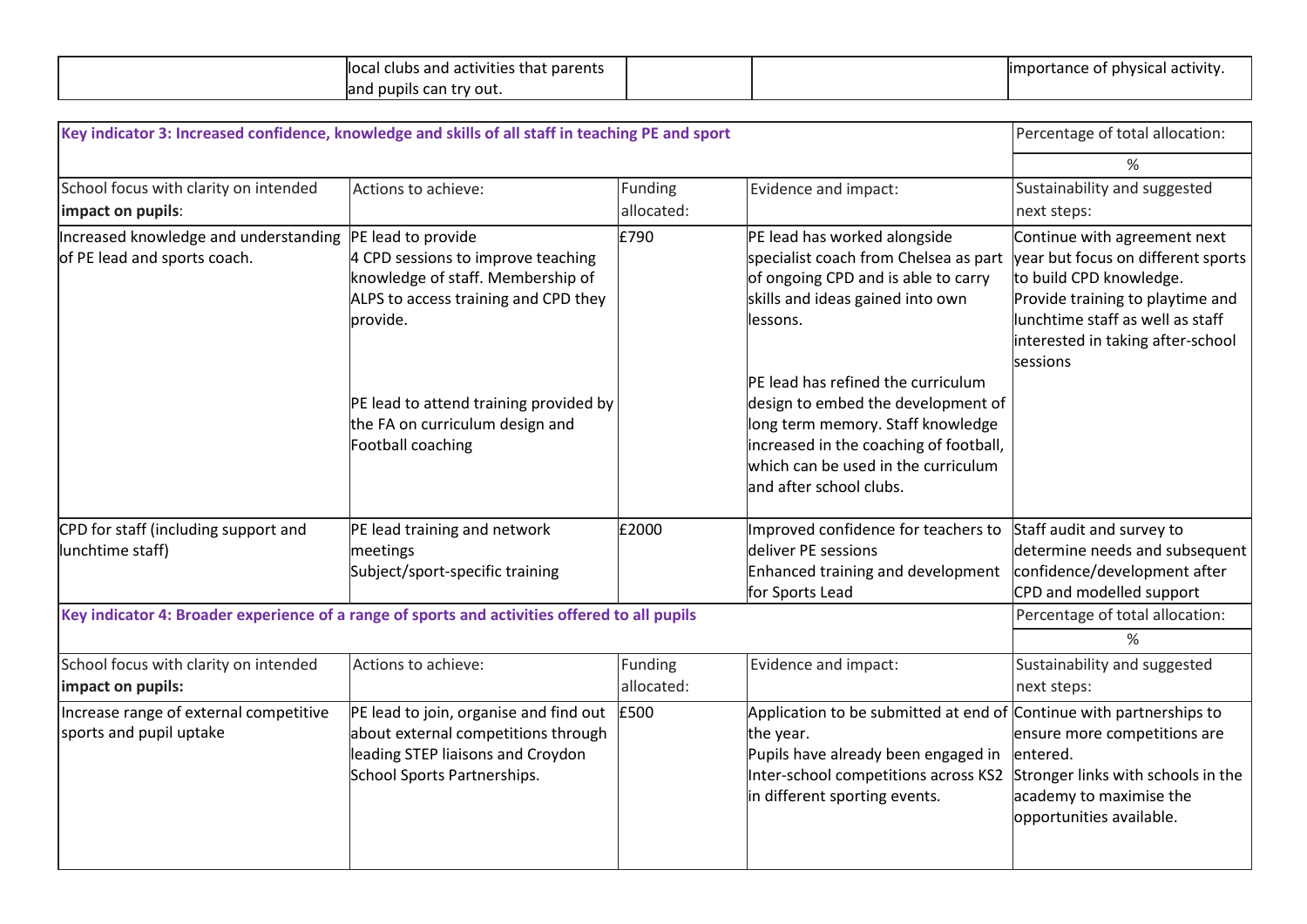| | | | | |
|---|---|---|---|---|
| | local clubs and activities that parents and pupils can try out. | | | importance of physical activity. |

| **Key indicator 3: Increased confidence, knowledge and skills of all staff in teaching PE and sport** | | | | Percentage of total allocation: |
|---|---|---|---|---|
| | | | | % |
| School focus with clarity on intended **impact on pupils**: | Actions to achieve: | Funding allocated: | Evidence and impact: | Sustainability and suggested next steps: |
| Increased knowledge and understanding of PE lead and sports coach. | PE lead to provide 4 CPD sessions to improve teaching knowledge of staff. Membership of ALPS to access training and CPD they provide.<br><br>PE lead to attend training provided by the FA on curriculum design and Football coaching | £790 | PE lead has worked alongside specialist coach from Chelsea as part of ongoing CPD and is able to carry skills and ideas gained into own lessons.<br><br>PE lead has refined the curriculum design to embed the development of long term memory. Staff knowledge increased in the coaching of football, which can be used in the curriculum and after school clubs. | Continue with agreement next year but focus on different sports to build CPD knowledge. Provide training to playtime and lunchtime staff as well as staff interested in taking after-school sessions |
| CPD for staff (including support and lunchtime staff) | PE lead training and network meetings<br>Subject/sport-specific training | £2000 | Improved confidence for teachers to deliver PE sessions<br>Enhanced training and development for Sports Lead | Staff audit and survey to determine needs and subsequent confidence/development after CPD and modelled support |

| **Key indicator 4: Broader experience of a range of sports and activities offered to all pupils** | | | | Percentage of total allocation: |
|---|---|---|---|---|
| | | | | % |
| School focus with clarity on intended **impact on pupils:** | Actions to achieve: | Funding allocated: | Evidence and impact: | Sustainability and suggested next steps: |
| Increase range of external competitive sports and pupil uptake | PE lead to join, organise and find out about external competitions through leading STEP liaisons and Croydon School Sports Partnerships. | £500 | Application to be submitted at end of the year.<br>Pupils have already been engaged in Inter-school competitions across KS2 in different sporting events. | Continue with partnerships to ensure more competitions are entered.<br>Stronger links with schools in the academy to maximise the opportunities available. |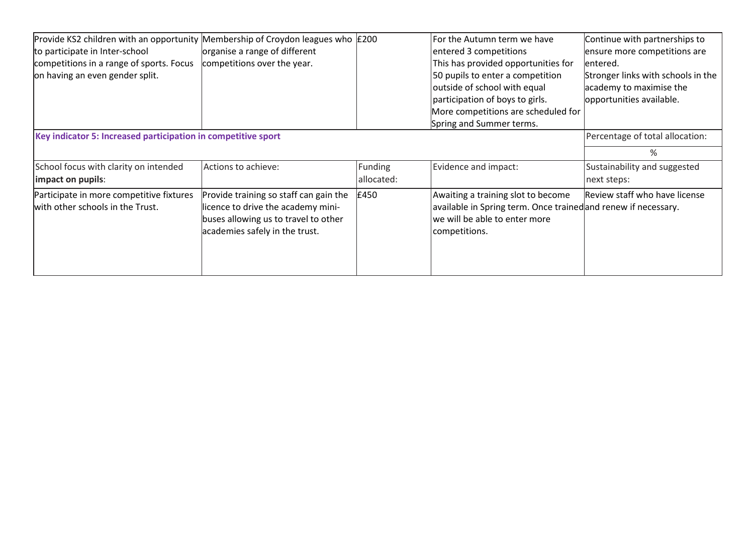| | | | | |
|---|---|---|---|---|
| Provide KS2 children with an opportunity to participate in Inter-school competitions in a range of sports. Focus on having an even gender split. | Membership of Croydon leagues who organise a range of different competitions over the year. | £200 | For the Autumn term we have entered 3 competitions This has provided opportunities for 50 pupils to enter a competition outside of school with equal participation of boys to girls. More competitions are scheduled for Spring and Summer terms. | Continue with partnerships to ensure more competitions are entered. Stronger links with schools in the academy to maximise the opportunities available. |

| **Key indicator 5: Increased participation in competitive sport** | | | | Percentage of total allocation: |
|---|---|---|---|---|
| | | | | % |
| School focus with clarity on intended **impact on pupils**: | Actions to achieve: | Funding allocated: | Evidence and impact: | Sustainability and suggested next steps: |
| Participate in more competitive fixtures with other schools in the Trust. | Provide training so staff can gain the licence to drive the academy mini-buses allowing us to travel to other academies safely in the trust. | £450 | Awaiting a training slot to become available in Spring term. Once trained we will be able to enter more competitions. | Review staff who have license and renew if necessary. |